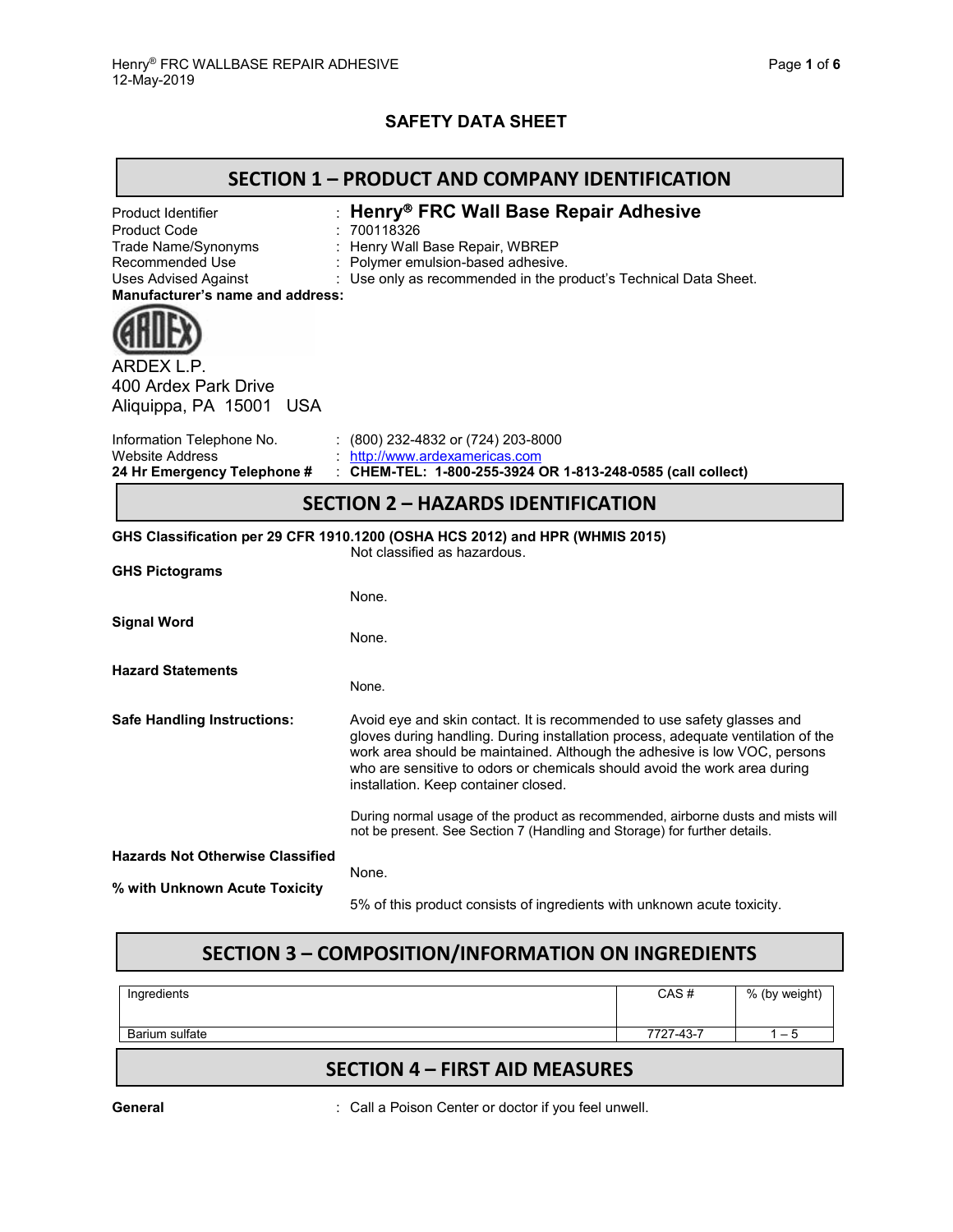# SAFETY DATA SHEET

## SECTION 1 – PRODUCT AND COMPANY IDENTIFICATION

Product Identifier : **Henry® FRC Wall Base Repair Adhesive**
Product Code : 700118326
Trade Name/Synonyms : Henry Wall Base Repair, WBREP
Recommended Use : Polymer emulsion-based adhesive.
Uses Advised Against : Use only as recommended in the product's Technical Data Sheet.

**Manufacturer's name and address:**

ARDEX L.P.
400 Ardex Park Drive
Aliquippa, PA 15001 USA

Information Telephone No. : (800) 232-4832 or (724) 203-8000
Website Address : http://www.ardexamericas.com
**24 Hr Emergency Telephone #** : **CHEM-TEL: 1-800-255-3924 OR 1-813-248-0585 (call collect)**

## SECTION 2 – HAZARDS IDENTIFICATION

**GHS Classification per 29 CFR 1910.1200 (OSHA HCS 2012) and HPR (WHMIS 2015)**
Not classified as hazardous.

**GHS Pictograms**
None.

**Signal Word**
None.

**Hazard Statements**
None.

**Safe Handling Instructions:**
Avoid eye and skin contact. It is recommended to use safety glasses and gloves during handling. During installation process, adequate ventilation of the work area should be maintained. Although the adhesive is low VOC, persons who are sensitive to odors or chemicals should avoid the work area during installation. Keep container closed.

During normal usage of the product as recommended, airborne dusts and mists will not be present. See Section 7 (Handling and Storage) for further details.

**Hazards Not Otherwise Classified**
None.

**% with Unknown Acute Toxicity**
5% of this product consists of ingredients with unknown acute toxicity.

## SECTION 3 – COMPOSITION/INFORMATION ON INGREDIENTS

| Ingredients | CAS # | % (by weight) |
|---|---|---|
| Barium sulfate | 7727-43-7 | 1 – 5 |

## SECTION 4 – FIRST AID MEASURES

**General** : Call a Poison Center or doctor if you feel unwell.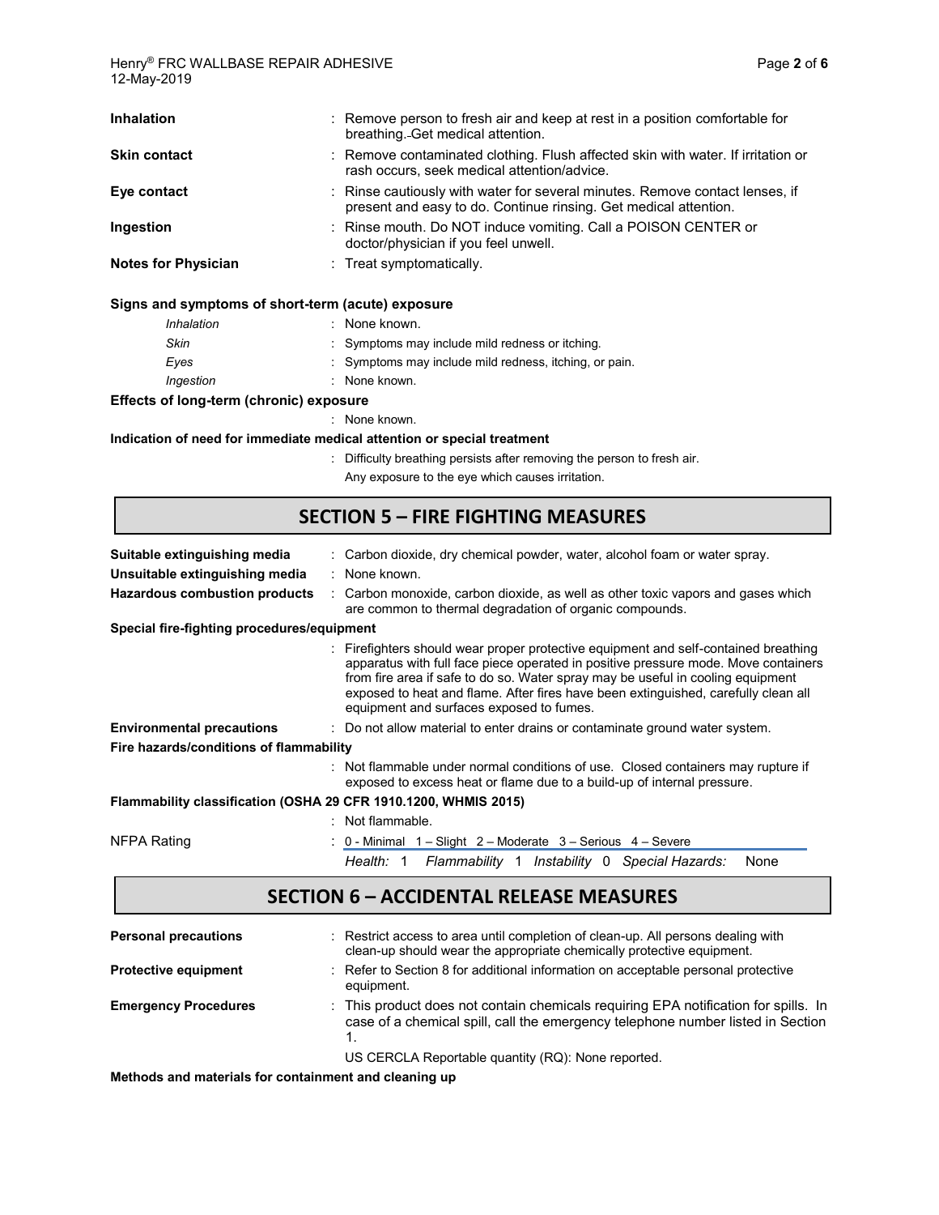**Inhalation** : Remove person to fresh air and keep at rest in a position comfortable for breathing. Get medical attention.

**Skin contact** : Remove contaminated clothing. Flush affected skin with water. If irritation or rash occurs, seek medical attention/advice.

**Eye contact** : Rinse cautiously with water for several minutes. Remove contact lenses, if present and easy to do. Continue rinsing. Get medical attention.

**Ingestion** : Rinse mouth. Do NOT induce vomiting. Call a POISON CENTER or doctor/physician if you feel unwell.

**Notes for Physician** : Treat symptomatically.

**Signs and symptoms of short-term (acute) exposure**

*Inhalation* : None known.

*Skin* : Symptoms may include mild redness or itching.

*Eyes* : Symptoms may include mild redness, itching, or pain.

*Ingestion* : None known.

**Effects of long-term (chronic) exposure**

: None known.

**Indication of need for immediate medical attention or special treatment**

: Difficulty breathing persists after removing the person to fresh air.

Any exposure to the eye which causes irritation.

## SECTION 5 – FIRE FIGHTING MEASURES

**Suitable extinguishing media** : Carbon dioxide, dry chemical powder, water, alcohol foam or water spray.

**Unsuitable extinguishing media** : None known.

**Hazardous combustion products** : Carbon monoxide, carbon dioxide, as well as other toxic vapors and gases which are common to thermal degradation of organic compounds.

**Special fire-fighting procedures/equipment**

: Firefighters should wear proper protective equipment and self-contained breathing apparatus with full face piece operated in positive pressure mode. Move containers from fire area if safe to do so. Water spray may be useful in cooling equipment exposed to heat and flame. After fires have been extinguished, carefully clean all equipment and surfaces exposed to fumes.

**Environmental precautions** : Do not allow material to enter drains or contaminate ground water system.

**Fire hazards/conditions of flammability**

: Not flammable under normal conditions of use. Closed containers may rupture if exposed to excess heat or flame due to a build-up of internal pressure.

**Flammability classification (OSHA 29 CFR 1910.1200, WHMIS 2015)**

: Not flammable.

NFPA Rating : 0 - Minimal 1 – Slight 2 – Moderate 3 – Serious 4 – Severe

*Health:* 1 *Flammability* 1 *Instability* 0 *Special Hazards:* None

## SECTION 6 – ACCIDENTAL RELEASE MEASURES

**Personal precautions** : Restrict access to area until completion of clean-up. All persons dealing with clean-up should wear the appropriate chemically protective equipment.

**Protective equipment** : Refer to Section 8 for additional information on acceptable personal protective equipment.

**Emergency Procedures** : This product does not contain chemicals requiring EPA notification for spills. In case of a chemical spill, call the emergency telephone number listed in Section 1.

US CERCLA Reportable quantity (RQ): None reported.

**Methods and materials for containment and cleaning up**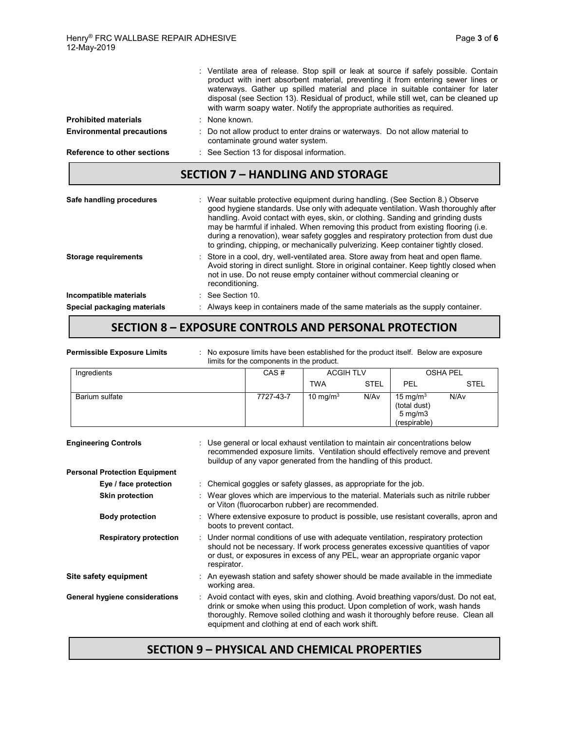: Ventilate area of release. Stop spill or leak at source if safely possible. Contain product with inert absorbent material, preventing it from entering sewer lines or waterways. Gather up spilled material and place in suitable container for later disposal (see Section 13). Residual of product, while still wet, can be cleaned up with warm soapy water. Notify the appropriate authorities as required.

**Prohibited materials** : None known.

**Environmental precautions** : Do not allow product to enter drains or waterways. Do not allow material to contaminate ground water system.

**Reference to other sections** : See Section 13 for disposal information.

## SECTION 7 – HANDLING AND STORAGE

**Safe handling procedures** : Wear suitable protective equipment during handling. (See Section 8.) Observe good hygiene standards. Use only with adequate ventilation. Wash thoroughly after handling. Avoid contact with eyes, skin, or clothing. Sanding and grinding dusts may be harmful if inhaled. When removing this product from existing flooring (i.e. during a renovation), wear safety goggles and respiratory protection from dust due to grinding, chipping, or mechanically pulverizing. Keep container tightly closed.

**Storage requirements** : Store in a cool, dry, well-ventilated area. Store away from heat and open flame. Avoid storing in direct sunlight. Store in original container. Keep tightly closed when not in use. Do not reuse empty container without commercial cleaning or reconditioning.

**Incompatible materials** : See Section 10.

**Special packaging materials** : Always keep in containers made of the same materials as the supply container.

## SECTION 8 – EXPOSURE CONTROLS AND PERSONAL PROTECTION

**Permissible Exposure Limits** : No exposure limits have been established for the product itself. Below are exposure limits for the components in the product.

| Ingredients | CAS # | ACGIH TLV | | OSHA PEL | |
|---|---|---|---|---|---|
| | | TWA | STEL | PEL | STEL |
| Barium sulfate | 7727-43-7 | 10 mg/m$^3$ | N/Av | 15 mg/m$^3$ (total dust) 5 mg/m3 (respirable) | N/Av |

**Engineering Controls** : Use general or local exhaust ventilation to maintain air concentrations below recommended exposure limits. Ventilation should effectively remove and prevent buildup of any vapor generated from the handling of this product.

**Personal Protection Equipment**

- **Eye / face protection** : Chemical goggles or safety glasses, as appropriate for the job.
- **Skin protection** : Wear gloves which are impervious to the material. Materials such as nitrile rubber or Viton (fluorocarbon rubber) are recommended.
- **Body protection** : Where extensive exposure to product is possible, use resistant coveralls, apron and boots to prevent contact.
- **Respiratory protection** : Under normal conditions of use with adequate ventilation, respiratory protection should not be necessary. If work process generates excessive quantities of vapor or dust, or exposures in excess of any PEL, wear an appropriate organic vapor respirator.

**Site safety equipment** : An eyewash station and safety shower should be made available in the immediate working area.

**General hygiene considerations** : Avoid contact with eyes, skin and clothing. Avoid breathing vapors/dust. Do not eat, drink or smoke when using this product. Upon completion of work, wash hands thoroughly. Remove soiled clothing and wash it thoroughly before reuse. Clean all equipment and clothing at end of each work shift.

## SECTION 9 – PHYSICAL AND CHEMICAL PROPERTIES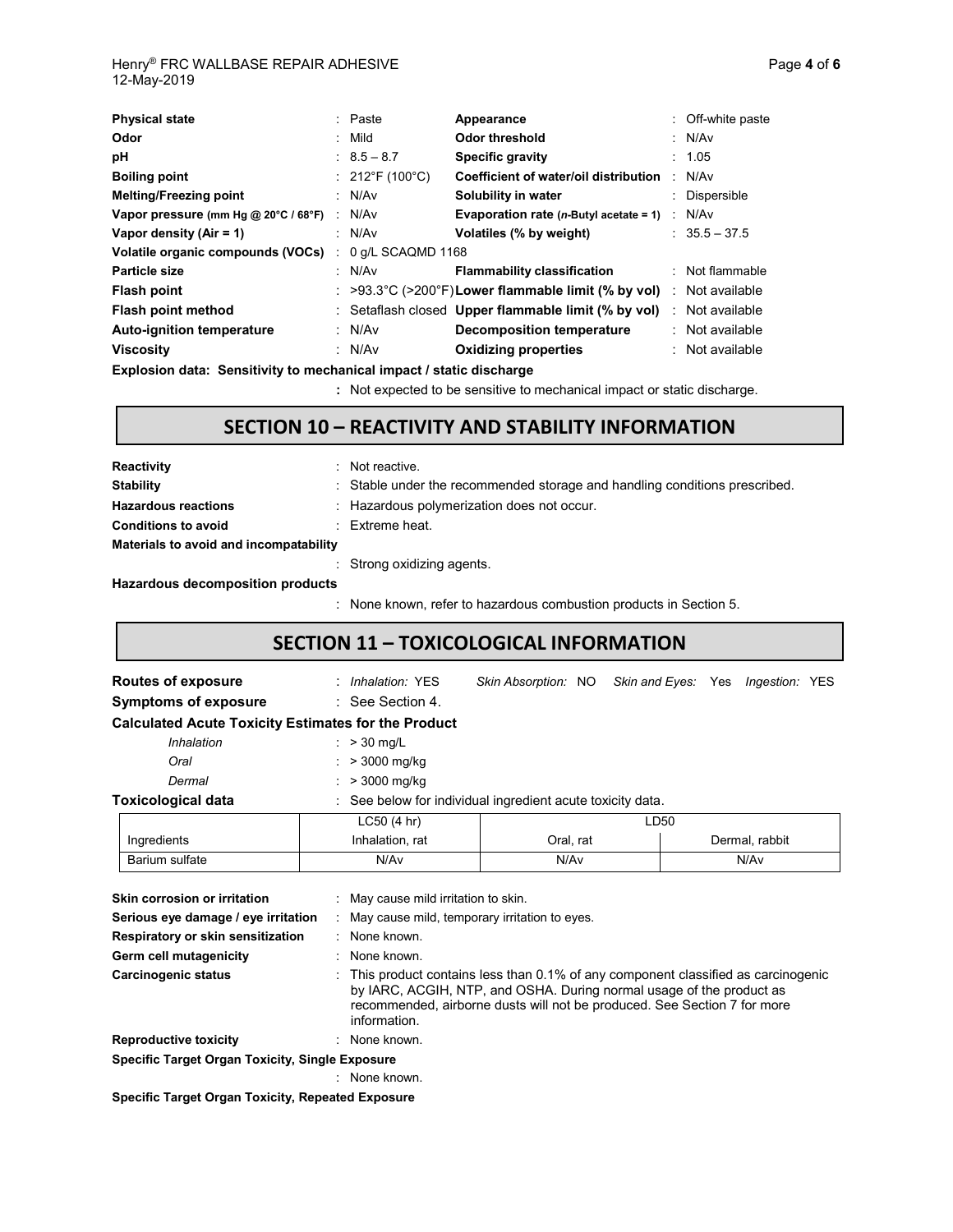| Property | | Property | |
|---|---|---|---|
| **Physical state** | : Paste | **Appearance** | : Off-white paste |
| **Odor** | : Mild | **Odor threshold** | : N/Av |
| **pH** | : 8.5 – 8.7 | **Specific gravity** | : 1.05 |
| **Boiling point** | : 212°F (100°C) | **Coefficient of water/oil distribution** | : N/Av |
| **Melting/Freezing point** | : N/Av | **Solubility in water** | : Dispersible |
| **Vapor pressure (mm Hg @ 20°C / 68°F)** | : N/Av | **Evaporation rate (*n*-Butyl acetate = 1)** | : N/Av |
| **Vapor density (Air = 1)** | : N/Av | **Volatiles (% by weight)** | : 35.5 – 37.5 |
| **Volatile organic compounds (VOCs)** | : 0 g/L SCAQMD 1168 | | |
| **Particle size** | : N/Av | **Flammability classification** | : Not flammable |
| **Flash point** | : >93.3°C (>200°F) | **Lower flammable limit (% by vol)** | : Not available |
| **Flash point method** | : Setaflash closed | **Upper flammable limit (% by vol)** | : Not available |
| **Auto-ignition temperature** | : N/Av | **Decomposition temperature** | : Not available |
| **Viscosity** | : N/Av | **Oxidizing properties** | : Not available |

**Explosion data: Sensitivity to mechanical impact / static discharge**

: Not expected to be sensitive to mechanical impact or static discharge.

## SECTION 10 – REACTIVITY AND STABILITY INFORMATION

**Reactivity** : Not reactive.

**Stability** : Stable under the recommended storage and handling conditions prescribed.

**Hazardous reactions** : Hazardous polymerization does not occur.

**Conditions to avoid** : Extreme heat.

**Materials to avoid and incompatability**

: Strong oxidizing agents.

**Hazardous decomposition products**

: None known, refer to hazardous combustion products in Section 5.

## SECTION 11 – TOXICOLOGICAL INFORMATION

**Routes of exposure** : *Inhalation:* YES *Skin Absorption:* NO *Skin and Eyes:* Yes *Ingestion:* YES

**Symptoms of exposure** : See Section 4.

**Calculated Acute Toxicity Estimates for the Product**

- *Inhalation* : > 30 mg/L
- *Oral* : > 3000 mg/kg
- *Dermal* : > 3000 mg/kg

**Toxicological data** : See below for individual ingredient acute toxicity data.

| | LC50 (4 hr) | LD50 | |
|---|---|---|---|
| Ingredients | Inhalation, rat | Oral, rat | Dermal, rabbit |
| Barium sulfate | N/Av | N/Av | N/Av |

**Skin corrosion or irritation** : May cause mild irritation to skin.

**Serious eye damage / eye irritation** : May cause mild, temporary irritation to eyes.

**Respiratory or skin sensitization** : None known.

**Germ cell mutagenicity** : None known.

**Carcinogenic status** : This product contains less than 0.1% of any component classified as carcinogenic by IARC, ACGIH, NTP, and OSHA. During normal usage of the product as recommended, airborne dusts will not be produced. See Section 7 for more information.

**Reproductive toxicity** : None known.

**Specific Target Organ Toxicity, Single Exposure**

: None known.

**Specific Target Organ Toxicity, Repeated Exposure**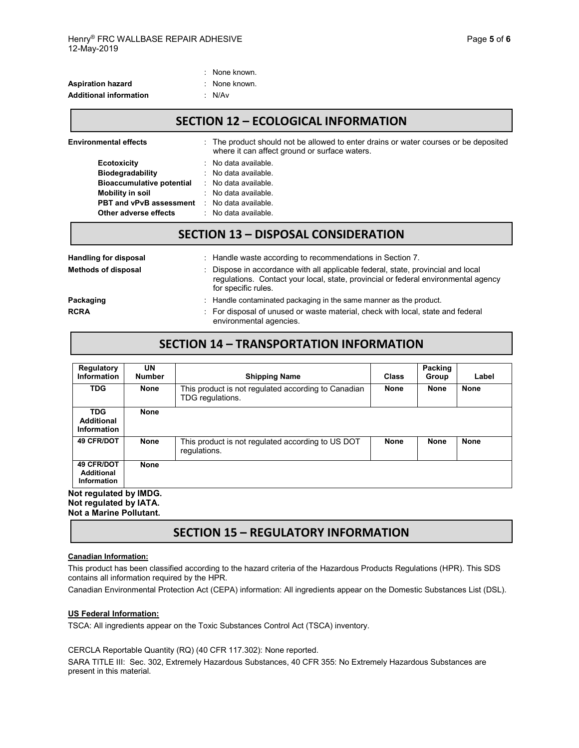: None known.

**Aspiration hazard** : None known.

**Additional information** : N/Av

## SECTION 12 – ECOLOGICAL INFORMATION

**Environmental effects** : The product should not be allowed to enter drains or water courses or be deposited where it can affect ground or surface waters.

**Ecotoxicity** : No data available.

**Biodegradability** : No data available.

**Bioaccumulative potential** : No data available.

**Mobility in soil** : No data available.

**PBT and vPvB assessment** : No data available.

**Other adverse effects** : No data available.

## SECTION 13 – DISPOSAL CONSIDERATION

**Handling for disposal** : Handle waste according to recommendations in Section 7.

**Methods of disposal** : Dispose in accordance with all applicable federal, state, provincial and local regulations. Contact your local, state, provincial or federal environmental agency for specific rules.

**Packaging** : Handle contaminated packaging in the same manner as the product.

**RCRA** : For disposal of unused or waste material, check with local, state and federal environmental agencies.

## SECTION 14 – TRANSPORTATION INFORMATION

| Regulatory Information | UN Number | Shipping Name | Class | Packing Group | Label |
|---|---|---|---|---|---|
| **TDG** | **None** | This product is not regulated according to Canadian TDG regulations. | **None** | **None** | **None** |
| **TDG Additional Information** | **None** | | | | |
| **49 CFR/DOT** | **None** | This product is not regulated according to US DOT regulations. | **None** | **None** | **None** |
| **49 CFR/DOT Additional Information** | **None** | | | | |

**Not regulated by IMDG.**
**Not regulated by IATA.**
**Not a Marine Pollutant.**

## SECTION 15 – REGULATORY INFORMATION

**Canadian Information:**

This product has been classified according to the hazard criteria of the Hazardous Products Regulations (HPR). This SDS contains all information required by the HPR.

Canadian Environmental Protection Act (CEPA) information: All ingredients appear on the Domestic Substances List (DSL).

**US Federal Information:**

TSCA: All ingredients appear on the Toxic Substances Control Act (TSCA) inventory.

CERCLA Reportable Quantity (RQ) (40 CFR 117.302): None reported.

SARA TITLE III: Sec. 302, Extremely Hazardous Substances, 40 CFR 355: No Extremely Hazardous Substances are present in this material.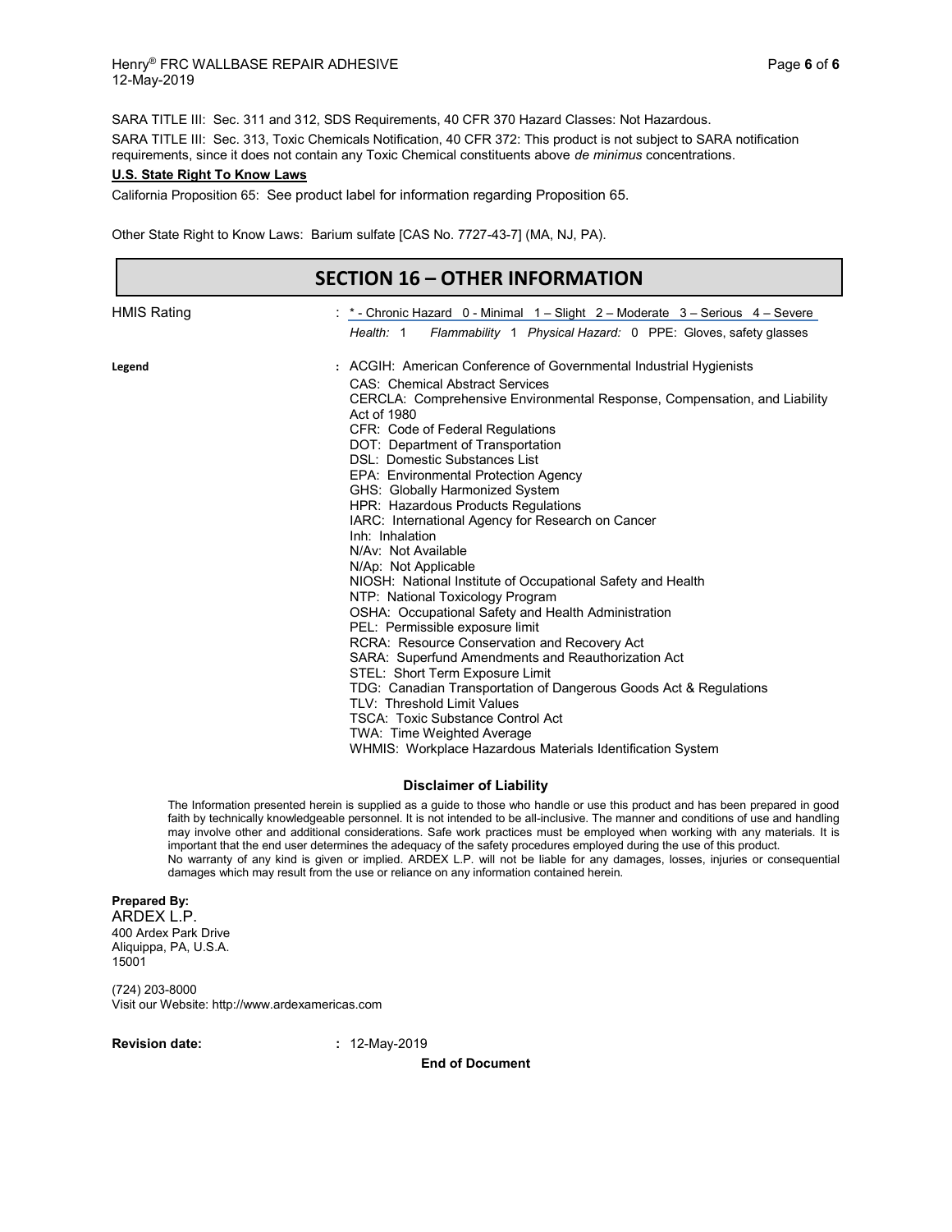SARA TITLE III: Sec. 311 and 312, SDS Requirements, 40 CFR 370 Hazard Classes: Not Hazardous.

SARA TITLE III: Sec. 313, Toxic Chemicals Notification, 40 CFR 372: This product is not subject to SARA notification requirements, since it does not contain any Toxic Chemical constituents above *de minimus* concentrations.

**U.S. State Right To Know Laws**

California Proposition 65: See product label for information regarding Proposition 65.

Other State Right to Know Laws: Barium sulfate [CAS No. 7727-43-7] (MA, NJ, PA).

## SECTION 16 – OTHER INFORMATION

| | |
|---|---|
| HMIS Rating | : * - Chronic Hazard 0 - Minimal 1 – Slight 2 – Moderate 3 – Serious 4 – Severe<br>*Health:* 1 *Flammability* 1 *Physical Hazard:* 0 PPE: Gloves, safety glasses |
| **Legend** | : ACGIH: American Conference of Governmental Industrial Hygienists<br>CAS: Chemical Abstract Services<br>CERCLA: Comprehensive Environmental Response, Compensation, and Liability Act of 1980<br>CFR: Code of Federal Regulations<br>DOT: Department of Transportation<br>DSL: Domestic Substances List<br>EPA: Environmental Protection Agency<br>GHS: Globally Harmonized System<br>HPR: Hazardous Products Regulations<br>IARC: International Agency for Research on Cancer<br>Inh: Inhalation<br>N/Av: Not Available<br>N/Ap: Not Applicable<br>NIOSH: National Institute of Occupational Safety and Health<br>NTP: National Toxicology Program<br>OSHA: Occupational Safety and Health Administration<br>PEL: Permissible exposure limit<br>RCRA: Resource Conservation and Recovery Act<br>SARA: Superfund Amendments and Reauthorization Act<br>STEL: Short Term Exposure Limit<br>TDG: Canadian Transportation of Dangerous Goods Act & Regulations<br>TLV: Threshold Limit Values<br>TSCA: Toxic Substance Control Act<br>TWA: Time Weighted Average<br>WHMIS: Workplace Hazardous Materials Identification System |

**Disclaimer of Liability**

The Information presented herein is supplied as a guide to those who handle or use this product and has been prepared in good faith by technically knowledgeable personnel. It is not intended to be all-inclusive. The manner and conditions of use and handling may involve other and additional considerations. Safe work practices must be employed when working with any materials. It is important that the end user determines the adequacy of the safety procedures employed during the use of this product.
No warranty of any kind is given or implied. ARDEX L.P. will not be liable for any damages, losses, injuries or consequential damages which may result from the use or reliance on any information contained herein.

**Prepared By:**
ARDEX L.P.
400 Ardex Park Drive
Aliquippa, PA, U.S.A.
15001

(724) 203-8000
Visit our Website: http://www.ardexamericas.com

**Revision date:** : 12-May-2019

**End of Document**